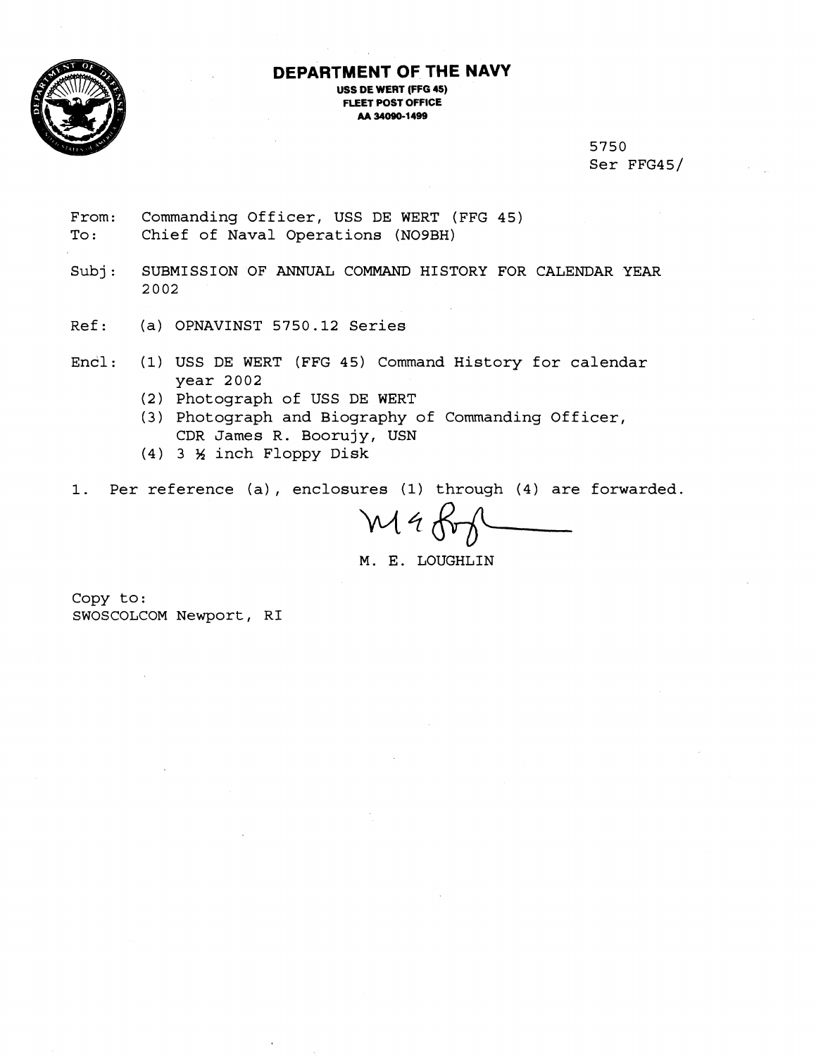# DEPARTMENT OF THE NAVY

**USS DE WERT (FFG 45)**
**FLEET POST OFFICE**
**AA 34090-1499**

5750
Ser FFG45/

From: Commanding Officer, USS DE WERT (FFG 45)
To: Chief of Naval Operations (NO9BH)

Subj: SUBMISSION OF ANNUAL COMMAND HISTORY FOR CALENDAR YEAR 2002

Ref: (a) OPNAVINST 5750.12 Series

Encl: (1) USS DE WERT (FFG 45) Command History for calendar year 2002
(2) Photograph of USS DE WERT
(3) Photograph and Biography of Commanding Officer, CDR James R. Boorujy, USN
(4) 3 ½ inch Floppy Disk

1. Per reference (a), enclosures (1) through (4) are forwarded.

M. E. LOUGHLIN

Copy to:
SWOSCOLCOM Newport, RI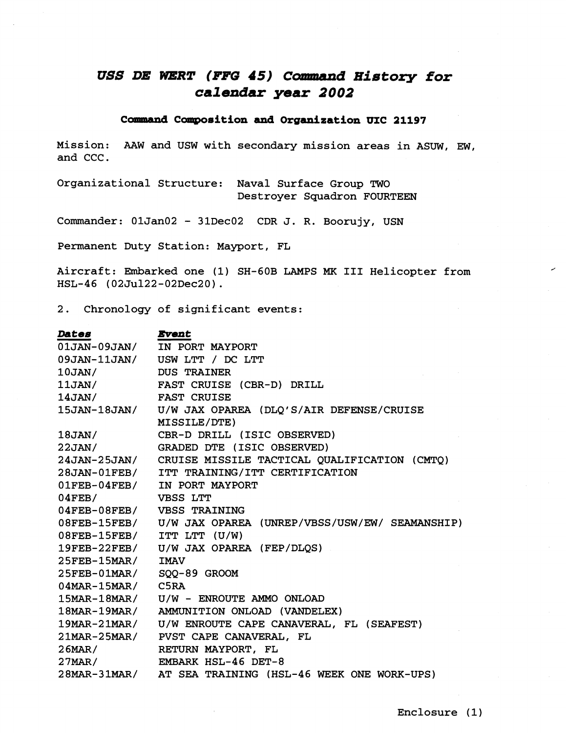# *USS DE WERT (FFG 45) Command History for calendar year 2002*

**Command Composition and Organization UIC 21197**

Mission: AAW and USW with secondary mission areas in ASUW, EW, and CCC.

Organizational Structure: Naval Surface Group TWO
Destroyer Squadron FOURTEEN

Commander: 01Jan02 - 31Dec02 CDR J. R. Boorujy, USN

Permanent Duty Station: Mayport, FL

Aircraft: Embarked one (1) SH-60B LAMPS MK III Helicopter from HSL-46 (02Jul22-02Dec20).

2. Chronology of significant events:

| *Dates* | *Event* |
|---|---|
| 01JAN-09JAN/ | IN PORT MAYPORT |
| 09JAN-11JAN/ | USW LTT / DC LTT |
| 10JAN/ | DUS TRAINER |
| 11JAN/ | FAST CRUISE (CBR-D) DRILL |
| 14JAN/ | FAST CRUISE |
| 15JAN-18JAN/ | U/W JAX OPAREA (DLQ'S/AIR DEFENSE/CRUISE MISSILE/DTE) |
| 18JAN/ | CBR-D DRILL (ISIC OBSERVED) |
| 22JAN/ | GRADED DTE (ISIC OBSERVED) |
| 24JAN-25JAN/ | CRUISE MISSILE TACTICAL QUALIFICATION (CMTQ) |
| 28JAN-01FEB/ | ITT TRAINING/ITT CERTIFICATION |
| 01FEB-04FEB/ | IN PORT MAYPORT |
| 04FEB/ | VBSS LTT |
| 04FEB-08FEB/ | VBSS TRAINING |
| 08FEB-15FEB/ | U/W JAX OPAREA (UNREP/VBSS/USW/EW/ SEAMANSHIP) |
| 08FEB-15FEB/ | ITT LTT (U/W) |
| 19FEB-22FEB/ | U/W JAX OPAREA (FEP/DLQS) |
| 25FEB-15MAR/ | IMAV |
| 25FEB-01MAR/ | SQQ-89 GROOM |
| 04MAR-15MAR/ | C5RA |
| 15MAR-18MAR/ | U/W - ENROUTE AMMO ONLOAD |
| 18MAR-19MAR/ | AMMUNITION ONLOAD (VANDELEX) |
| 19MAR-21MAR/ | U/W ENROUTE CAPE CANAVERAL, FL (SEAFEST) |
| 21MAR-25MAR/ | PVST CAPE CANAVERAL, FL |
| 26MAR/ | RETURN MAYPORT, FL |
| 27MAR/ | EMBARK HSL-46 DET-8 |
| 28MAR-31MAR/ | AT SEA TRAINING (HSL-46 WEEK ONE WORK-UPS) |

Enclosure (1)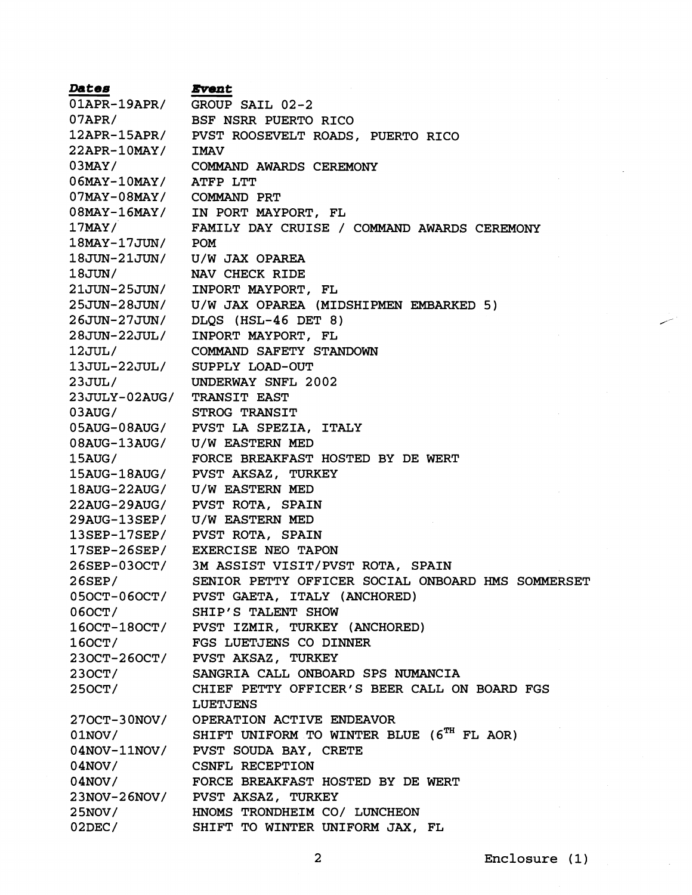| ***Dates*** | ***Event*** |
|---|---|
| 01APR-19APR/ | GROUP SAIL 02-2 |
| 07APR/ | BSF NSRR PUERTO RICO |
| 12APR-15APR/ | PVST ROOSEVELT ROADS, PUERTO RICO |
| 22APR-10MAY/ | IMAV |
| 03MAY/ | COMMAND AWARDS CEREMONY |
| 06MAY-10MAY/ | ATFP LTT |
| 07MAY-08MAY/ | COMMAND PRT |
| 08MAY-16MAY/ | IN PORT MAYPORT, FL |
| 17MAY/ | FAMILY DAY CRUISE / COMMAND AWARDS CEREMONY |
| 18MAY-17JUN/ | POM |
| 18JUN-21JUN/ | U/W JAX OPAREA |
| 18JUN/ | NAV CHECK RIDE |
| 21JUN-25JUN/ | INPORT MAYPORT, FL |
| 25JUN-28JUN/ | U/W JAX OPAREA (MIDSHIPMEN EMBARKED 5) |
| 26JUN-27JUN/ | DLQS (HSL-46 DET 8) |
| 28JUN-22JUL/ | INPORT MAYPORT, FL |
| 12JUL/ | COMMAND SAFETY STANDOWN |
| 13JUL-22JUL/ | SUPPLY LOAD-OUT |
| 23JUL/ | UNDERWAY SNFL 2002 |
| 23JULY-02AUG/ | TRANSIT EAST |
| 03AUG/ | STROG TRANSIT |
| 05AUG-08AUG/ | PVST LA SPEZIA, ITALY |
| 08AUG-13AUG/ | U/W EASTERN MED |
| 15AUG/ | FORCE BREAKFAST HOSTED BY DE WERT |
| 15AUG-18AUG/ | PVST AKSAZ, TURKEY |
| 18AUG-22AUG/ | U/W EASTERN MED |
| 22AUG-29AUG/ | PVST ROTA, SPAIN |
| 29AUG-13SEP/ | U/W EASTERN MED |
| 13SEP-17SEP/ | PVST ROTA, SPAIN |
| 17SEP-26SEP/ | EXERCISE NEO TAPON |
| 26SEP-03OCT/ | 3M ASSIST VISIT/PVST ROTA, SPAIN |
| 26SEP/ | SENIOR PETTY OFFICER SOCIAL ONBOARD HMS SOMMERSET |
| 05OCT-06OCT/ | PVST GAETA, ITALY (ANCHORED) |
| 06OCT/ | SHIP'S TALENT SHOW |
| 16OCT-18OCT/ | PVST IZMIR, TURKEY (ANCHORED) |
| 16OCT/ | FGS LUETJENS CO DINNER |
| 23OCT-26OCT/ | PVST AKSAZ, TURKEY |
| 23OCT/ | SANGRIA CALL ONBOARD SPS NUMANCIA |
| 25OCT/ | CHIEF PETTY OFFICER'S BEER CALL ON BOARD FGS LUETJENS |
| 27OCT-30NOV/ | OPERATION ACTIVE ENDEAVOR |
| 01NOV/ | SHIFT UNIFORM TO WINTER BLUE ($6^{TH}$ FL AOR) |
| 04NOV-11NOV/ | PVST SOUDA BAY, CRETE |
| 04NOV/ | CSNFL RECEPTION |
| 04NOV/ | FORCE BREAKFAST HOSTED BY DE WERT |
| 23NOV-26NOV/ | PVST AKSAZ, TURKEY |
| 25NOV/ | HNOMS TRONDHEIM CO/ LUNCHEON |
| 02DEC/ | SHIFT TO WINTER UNIFORM JAX, FL |

Enclosure (1)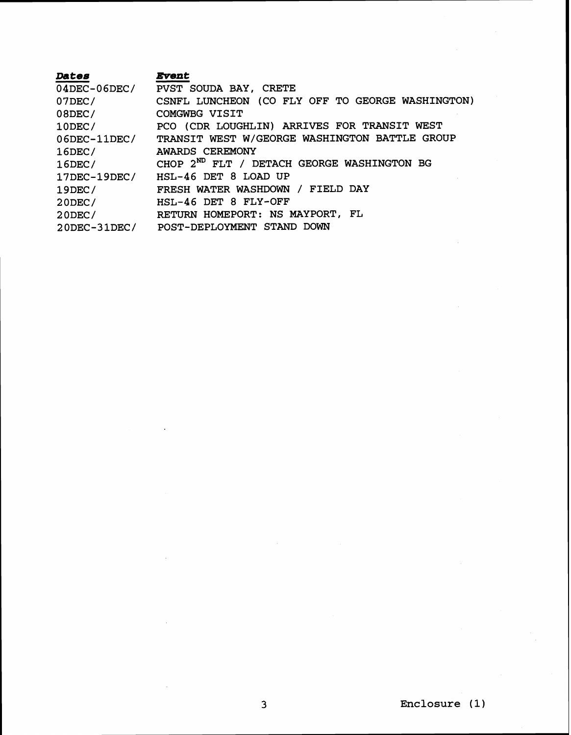| *Dates* | *Event* |
| --- | --- |
| 04DEC-06DEC/ | PVST SOUDA BAY, CRETE |
| 07DEC/ | CSNFL LUNCHEON (CO FLY OFF TO GEORGE WASHINGTON) |
| 08DEC/ | COMGWBG VISIT |
| 10DEC/ | PCO (CDR LOUGHLIN) ARRIVES FOR TRANSIT WEST |
| 06DEC-11DEC/ | TRANSIT WEST W/GEORGE WASHINGTON BATTLE GROUP |
| 16DEC/ | AWARDS CEREMONY |
| 16DEC/ | CHOP 2ND FLT / DETACH GEORGE WASHINGTON BG |
| 17DEC-19DEC/ | HSL-46 DET 8 LOAD UP |
| 19DEC/ | FRESH WATER WASHDOWN / FIELD DAY |
| 20DEC/ | HSL-46 DET 8 FLY-OFF |
| 20DEC/ | RETURN HOMEPORT: NS MAYPORT, FL |
| 20DEC-31DEC/ | POST-DEPLOYMENT STAND DOWN |

Enclosure (1)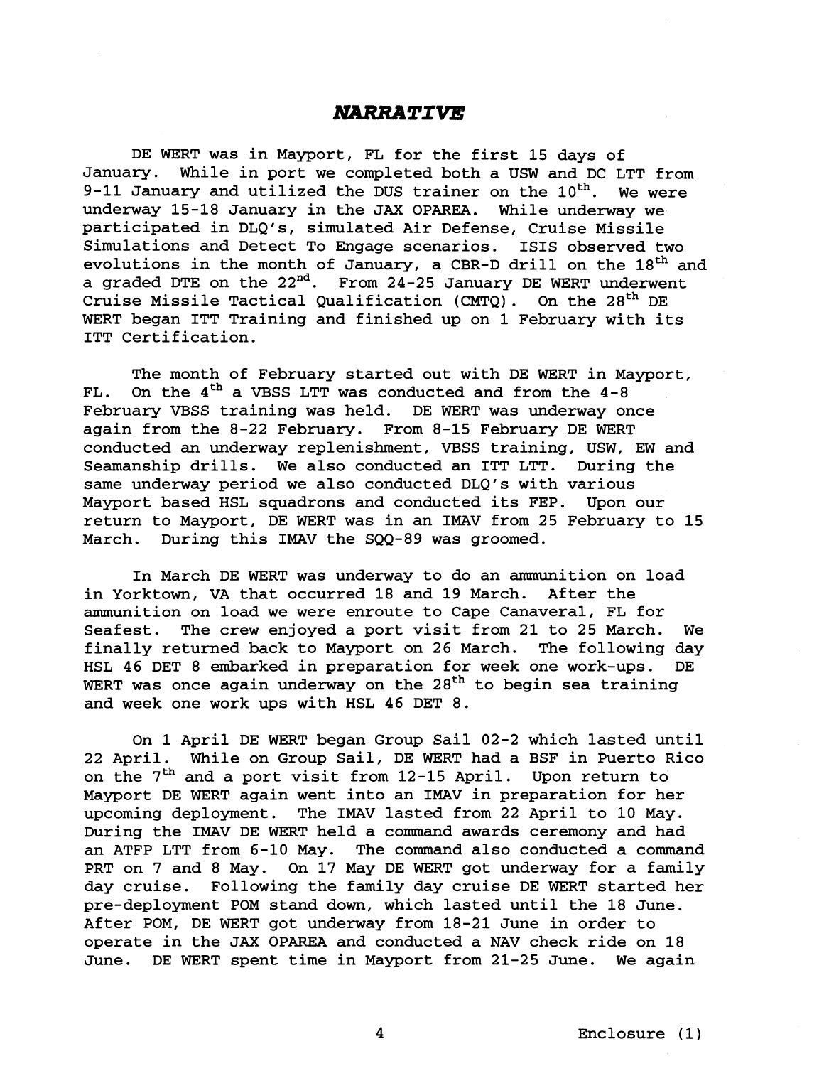# *NARRATIVE*

DE WERT was in Mayport, FL for the first 15 days of January. While in port we completed both a USW and DC LTT from 9-11 January and utilized the DUS trainer on the 10th. We were underway 15-18 January in the JAX OPAREA. While underway we participated in DLQ's, simulated Air Defense, Cruise Missile Simulations and Detect To Engage scenarios. ISIS observed two evolutions in the month of January, a CBR-D drill on the 18th and a graded DTE on the 22nd. From 24-25 January DE WERT underwent Cruise Missile Tactical Qualification (CMTQ). On the 28th DE WERT began ITT Training and finished up on 1 February with its ITT Certification.

The month of February started out with DE WERT in Mayport, FL. On the 4th a VBSS LTT was conducted and from the 4-8 February VBSS training was held. DE WERT was underway once again from the 8-22 February. From 8-15 February DE WERT conducted an underway replenishment, VBSS training, USW, EW and Seamanship drills. We also conducted an ITT LTT. During the same underway period we also conducted DLQ's with various Mayport based HSL squadrons and conducted its FEP. Upon our return to Mayport, DE WERT was in an IMAV from 25 February to 15 March. During this IMAV the SQQ-89 was groomed.

In March DE WERT was underway to do an ammunition on load in Yorktown, VA that occurred 18 and 19 March. After the ammunition on load we were enroute to Cape Canaveral, FL for Seafest. The crew enjoyed a port visit from 21 to 25 March. We finally returned back to Mayport on 26 March. The following day HSL 46 DET 8 embarked in preparation for week one work-ups. DE WERT was once again underway on the 28th to begin sea training and week one work ups with HSL 46 DET 8.

On 1 April DE WERT began Group Sail 02-2 which lasted until 22 April. While on Group Sail, DE WERT had a BSF in Puerto Rico on the 7th and a port visit from 12-15 April. Upon return to Mayport DE WERT again went into an IMAV in preparation for her upcoming deployment. The IMAV lasted from 22 April to 10 May. During the IMAV DE WERT held a command awards ceremony and had an ATFP LTT from 6-10 May. The command also conducted a command PRT on 7 and 8 May. On 17 May DE WERT got underway for a family day cruise. Following the family day cruise DE WERT started her pre-deployment POM stand down, which lasted until the 18 June. After POM, DE WERT got underway from 18-21 June in order to operate in the JAX OPAREA and conducted a NAV check ride on 18 June. DE WERT spent time in Mayport from 21-25 June. We again

Enclosure (1)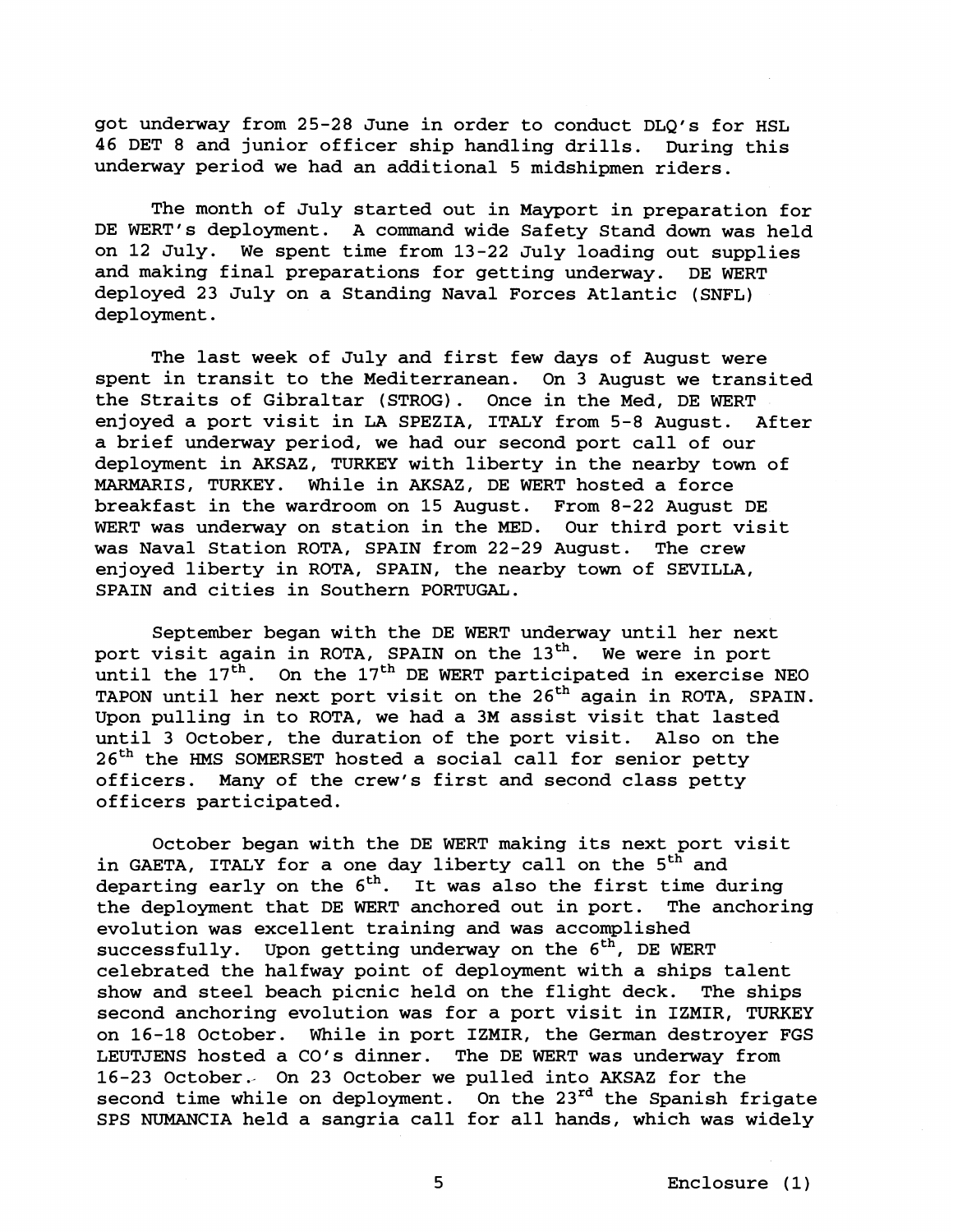got underway from 25-28 June in order to conduct DLQ's for HSL 46 DET 8 and junior officer ship handling drills. During this underway period we had an additional 5 midshipmen riders.

The month of July started out in Mayport in preparation for DE WERT's deployment. A command wide Safety Stand down was held on 12 July. We spent time from 13-22 July loading out supplies and making final preparations for getting underway. DE WERT deployed 23 July on a Standing Naval Forces Atlantic (SNFL) deployment.

The last week of July and first few days of August were spent in transit to the Mediterranean. On 3 August we transited the Straits of Gibraltar (STROG). Once in the Med, DE WERT enjoyed a port visit in LA SPEZIA, ITALY from 5-8 August. After a brief underway period, we had our second port call of our deployment in AKSAZ, TURKEY with liberty in the nearby town of MARMARIS, TURKEY. While in AKSAZ, DE WERT hosted a force breakfast in the wardroom on 15 August. From 8-22 August DE WERT was underway on station in the MED. Our third port visit was Naval Station ROTA, SPAIN from 22-29 August. The crew enjoyed liberty in ROTA, SPAIN, the nearby town of SEVILLA, SPAIN and cities in Southern PORTUGAL.

September began with the DE WERT underway until her next port visit again in ROTA, SPAIN on the 13th. We were in port until the 17th. On the 17th DE WERT participated in exercise NEO TAPON until her next port visit on the 26th again in ROTA, SPAIN. Upon pulling in to ROTA, we had a 3M assist visit that lasted until 3 October, the duration of the port visit. Also on the 26th the HMS SOMERSET hosted a social call for senior petty officers. Many of the crew's first and second class petty officers participated.

October began with the DE WERT making its next port visit in GAETA, ITALY for a one day liberty call on the 5th and departing early on the 6th. It was also the first time during the deployment that DE WERT anchored out in port. The anchoring evolution was excellent training and was accomplished successfully. Upon getting underway on the 6th, DE WERT celebrated the halfway point of deployment with a ships talent show and steel beach picnic held on the flight deck. The ships second anchoring evolution was for a port visit in IZMIR, TURKEY on 16-18 October. While in port IZMIR, the German destroyer FGS LEUTJENS hosted a CO's dinner. The DE WERT was underway from 16-23 October. On 23 October we pulled into AKSAZ for the second time while on deployment. On the 23rd the Spanish frigate SPS NUMANCIA held a sangria call for all hands, which was widely

Enclosure (1)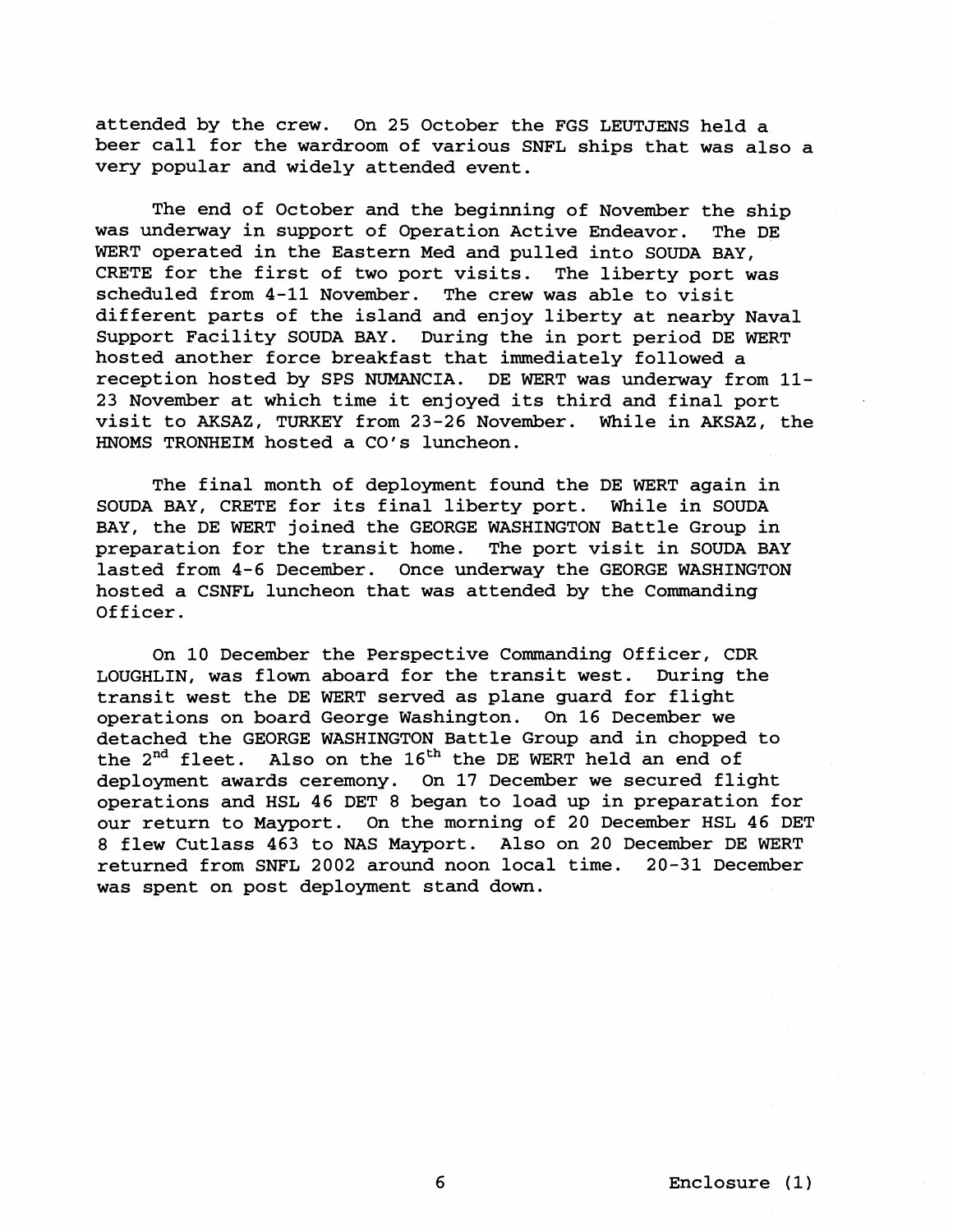attended by the crew. On 25 October the FGS LEUTJENS held a beer call for the wardroom of various SNFL ships that was also a very popular and widely attended event.

The end of October and the beginning of November the ship was underway in support of Operation Active Endeavor. The DE WERT operated in the Eastern Med and pulled into SOUDA BAY, CRETE for the first of two port visits. The liberty port was scheduled from 4-11 November. The crew was able to visit different parts of the island and enjoy liberty at nearby Naval Support Facility SOUDA BAY. During the in port period DE WERT hosted another force breakfast that immediately followed a reception hosted by SPS NUMANCIA. DE WERT was underway from 11-23 November at which time it enjoyed its third and final port visit to AKSAZ, TURKEY from 23-26 November. While in AKSAZ, the HNOMS TRONHEIM hosted a CO's luncheon.

The final month of deployment found the DE WERT again in SOUDA BAY, CRETE for its final liberty port. While in SOUDA BAY, the DE WERT joined the GEORGE WASHINGTON Battle Group in preparation for the transit home. The port visit in SOUDA BAY lasted from 4-6 December. Once underway the GEORGE WASHINGTON hosted a CSNFL luncheon that was attended by the Commanding Officer.

On 10 December the Perspective Commanding Officer, CDR LOUGHLIN, was flown aboard for the transit west. During the transit west the DE WERT served as plane guard for flight operations on board George Washington. On 16 December we detached the GEORGE WASHINGTON Battle Group and in chopped to the 2nd fleet. Also on the 16th the DE WERT held an end of deployment awards ceremony. On 17 December we secured flight operations and HSL 46 DET 8 began to load up in preparation for our return to Mayport. On the morning of 20 December HSL 46 DET 8 flew Cutlass 463 to NAS Mayport. Also on 20 December DE WERT returned from SNFL 2002 around noon local time. 20-31 December was spent on post deployment stand down.

Enclosure (1)